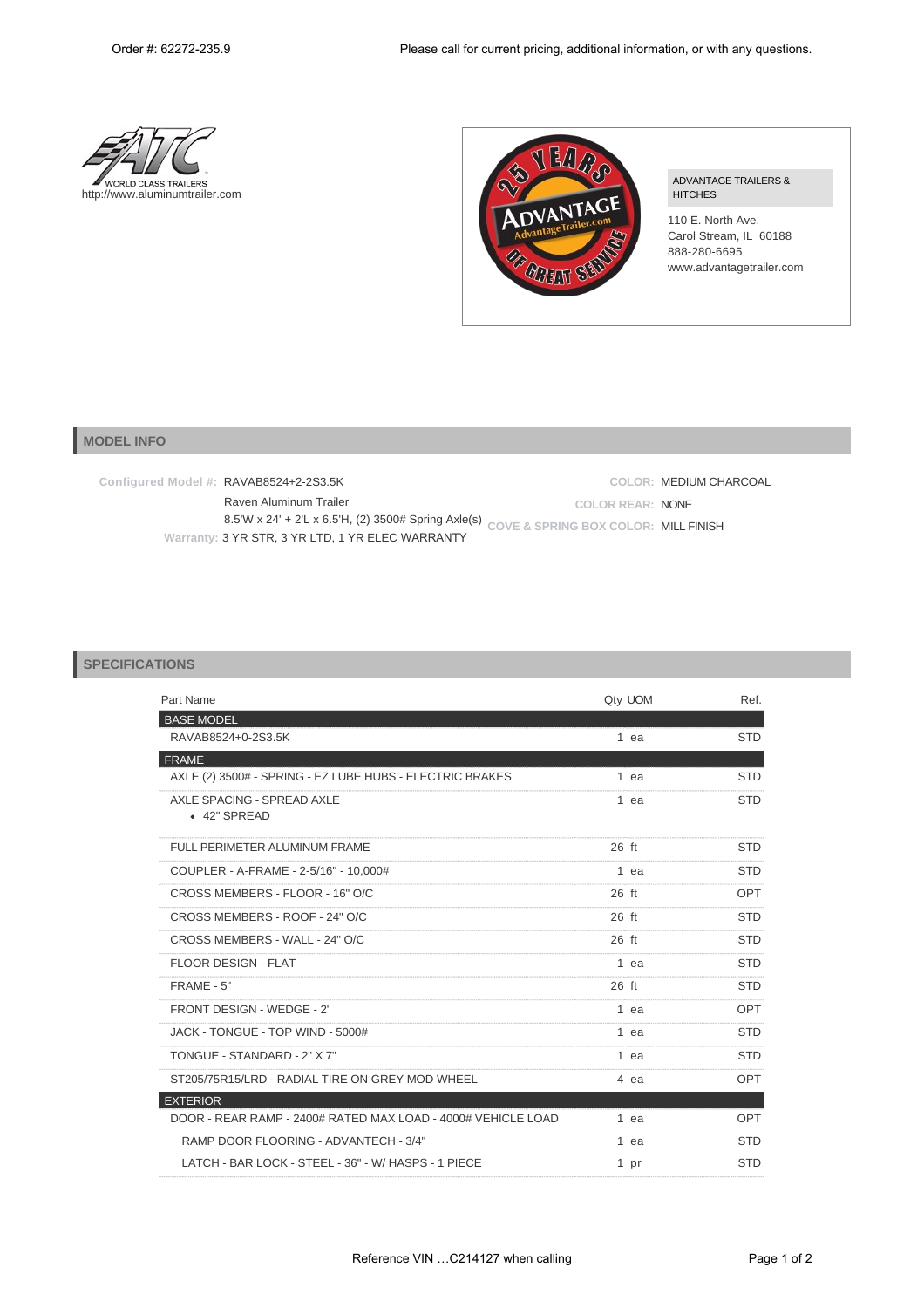Order #: 62272-235.9

Please call for current pricing, additional information, or with any questions.

WORLD CLASS TRAILERS
http://www.aluminumtrailer.com

ADVANTAGE TRAILERS & HITCHES

110 E. North Ave.
Carol Stream, IL 60188
888-280-6695
www.advantagetrailer.com

## MODEL INFO

**Configured Model #:** RAVAB8524+2-2S3.5K
Raven Aluminum Trailer
8.5'W x 24' + 2'L x 6.5'H, (2) 3500# Spring Axle(s)
**Warranty:** 3 YR STR, 3 YR LTD, 1 YR ELEC WARRANTY

**COLOR:** MEDIUM CHARCOAL
**COLOR REAR:** NONE
**COVE & SPRING BOX COLOR:** MILL FINISH

## SPECIFICATIONS

| Part Name | Qty | UOM | Ref. |
|---|---|---|---|
| **BASE MODEL** | | | |
| RAVAB8524+0-2S3.5K | 1 | ea | STD |
| **FRAME** | | | |
| AXLE (2) 3500# - SPRING - EZ LUBE HUBS - ELECTRIC BRAKES | 1 | ea | STD |
| AXLE SPACING - SPREAD AXLE<br>• 42" SPREAD | 1 | ea | STD |
| FULL PERIMETER ALUMINUM FRAME | 26 | ft | STD |
| COUPLER - A-FRAME - 2-5/16" - 10,000# | 1 | ea | STD |
| CROSS MEMBERS - FLOOR - 16" O/C | 26 | ft | OPT |
| CROSS MEMBERS - ROOF - 24" O/C | 26 | ft | STD |
| CROSS MEMBERS - WALL - 24" O/C | 26 | ft | STD |
| FLOOR DESIGN - FLAT | 1 | ea | STD |
| FRAME - 5" | 26 | ft | STD |
| FRONT DESIGN - WEDGE - 2' | 1 | ea | OPT |
| JACK - TONGUE - TOP WIND - 5000# | 1 | ea | STD |
| TONGUE - STANDARD - 2" X 7" | 1 | ea | STD |
| ST205/75R15/LRD - RADIAL TIRE ON GREY MOD WHEEL | 4 | ea | OPT |
| **EXTERIOR** | | | |
| DOOR - REAR RAMP - 2400# RATED MAX LOAD - 4000# VEHICLE LOAD | 1 | ea | OPT |
| RAMP DOOR FLOORING - ADVANTECH - 3/4" | 1 | ea | STD |
| LATCH - BAR LOCK - STEEL - 36" - W/ HASPS - 1 PIECE | 1 | pr | STD |

Reference VIN …C214127 when calling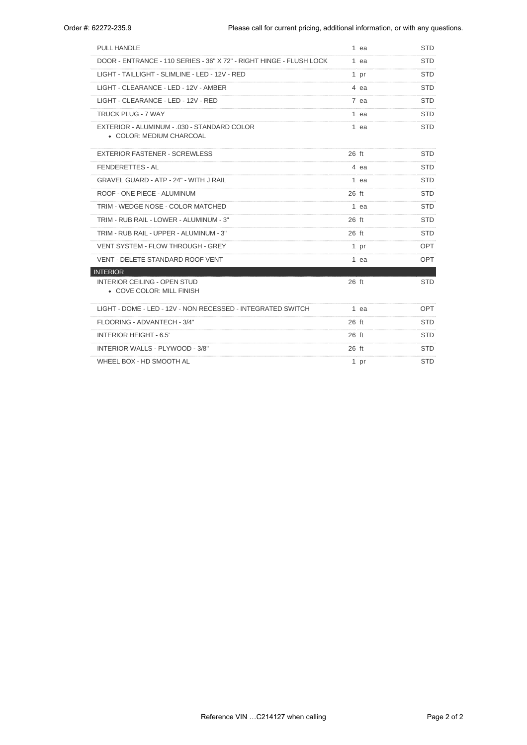| | | |
|---|---|---|
| PULL HANDLE | 1 ea | STD |
| DOOR - ENTRANCE - 110 SERIES - 36" X 72" - RIGHT HINGE - FLUSH LOCK | 1 ea | STD |
| LIGHT - TAILLIGHT - SLIMLINE - LED - 12V - RED | 1 pr | STD |
| LIGHT - CLEARANCE - LED - 12V - AMBER | 4 ea | STD |
| LIGHT - CLEARANCE - LED - 12V - RED | 7 ea | STD |
| TRUCK PLUG - 7 WAY | 1 ea | STD |
| EXTERIOR - ALUMINUM - .030 - STANDARD COLOR<br>• COLOR: MEDIUM CHARCOAL | 1 ea | STD |
| EXTERIOR FASTENER - SCREWLESS | 26 ft | STD |
| FENDERETTES - AL | 4 ea | STD |
| GRAVEL GUARD - ATP - 24" - WITH J RAIL | 1 ea | STD |
| ROOF - ONE PIECE - ALUMINUM | 26 ft | STD |
| TRIM - WEDGE NOSE - COLOR MATCHED | 1 ea | STD |
| TRIM - RUB RAIL - LOWER - ALUMINUM - 3" | 26 ft | STD |
| TRIM - RUB RAIL - UPPER - ALUMINUM - 3" | 26 ft | STD |
| VENT SYSTEM - FLOW THROUGH - GREY | 1 pr | OPT |
| VENT - DELETE STANDARD ROOF VENT | 1 ea | OPT |
| **INTERIOR** | | |
| INTERIOR CEILING - OPEN STUD<br>• COVE COLOR: MILL FINISH | 26 ft | STD |
| LIGHT - DOME - LED - 12V - NON RECESSED - INTEGRATED SWITCH | 1 ea | OPT |
| FLOORING - ADVANTECH - 3/4" | 26 ft | STD |
| INTERIOR HEIGHT - 6.5' | 26 ft | STD |
| INTERIOR WALLS - PLYWOOD - 3/8" | 26 ft | STD |
| WHEEL BOX - HD SMOOTH AL | 1 pr | STD |

Reference VIN …C214127 when calling